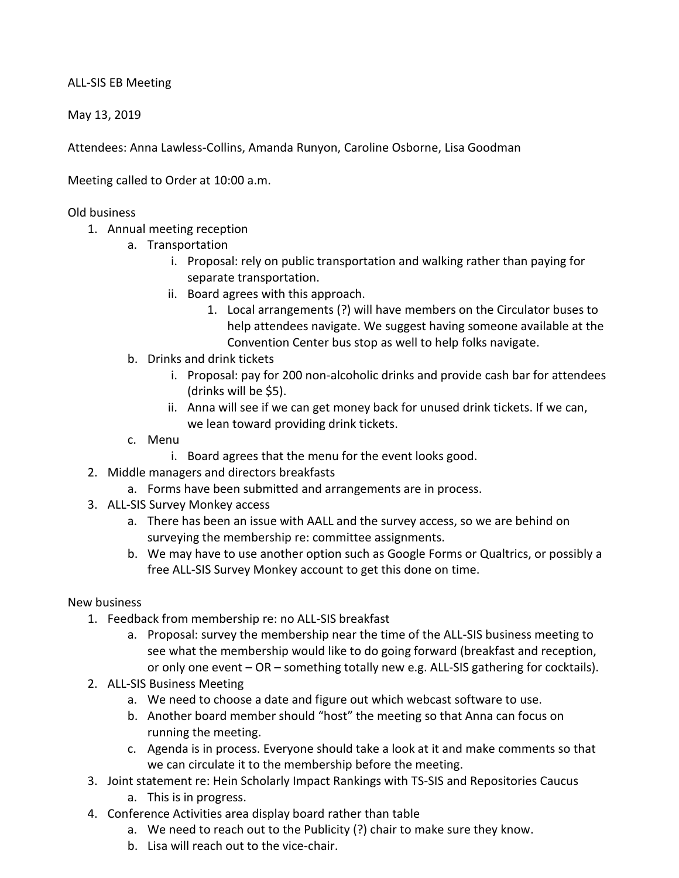ALL-SIS EB Meeting

May 13, 2019

Attendees: Anna Lawless-Collins, Amanda Runyon, Caroline Osborne, Lisa Goodman

Meeting called to Order at 10:00 a.m.

Old business

1. Annual meeting reception
    a. Transportation
        i. Proposal: rely on public transportation and walking rather than paying for separate transportation.
        ii. Board agrees with this approach.
            1. Local arrangements (?) will have members on the Circulator buses to help attendees navigate. We suggest having someone available at the Convention Center bus stop as well to help folks navigate.
    b. Drinks and drink tickets
        i. Proposal: pay for 200 non-alcoholic drinks and provide cash bar for attendees (drinks will be $5).
        ii. Anna will see if we can get money back for unused drink tickets. If we can, we lean toward providing drink tickets.
    c. Menu
        i. Board agrees that the menu for the event looks good.
2. Middle managers and directors breakfasts
    a. Forms have been submitted and arrangements are in process.
3. ALL-SIS Survey Monkey access
    a. There has been an issue with AALL and the survey access, so we are behind on surveying the membership re: committee assignments.
    b. We may have to use another option such as Google Forms or Qualtrics, or possibly a free ALL-SIS Survey Monkey account to get this done on time.

New business

1. Feedback from membership re: no ALL-SIS breakfast
    a. Proposal: survey the membership near the time of the ALL-SIS business meeting to see what the membership would like to do going forward (breakfast and reception, or only one event – OR – something totally new e.g. ALL-SIS gathering for cocktails).
2. ALL-SIS Business Meeting
    a. We need to choose a date and figure out which webcast software to use.
    b. Another board member should "host" the meeting so that Anna can focus on running the meeting.
    c. Agenda is in process. Everyone should take a look at it and make comments so that we can circulate it to the membership before the meeting.
3. Joint statement re: Hein Scholarly Impact Rankings with TS-SIS and Repositories Caucus
    a. This is in progress.
4. Conference Activities area display board rather than table
    a. We need to reach out to the Publicity (?) chair to make sure they know.
    b. Lisa will reach out to the vice-chair.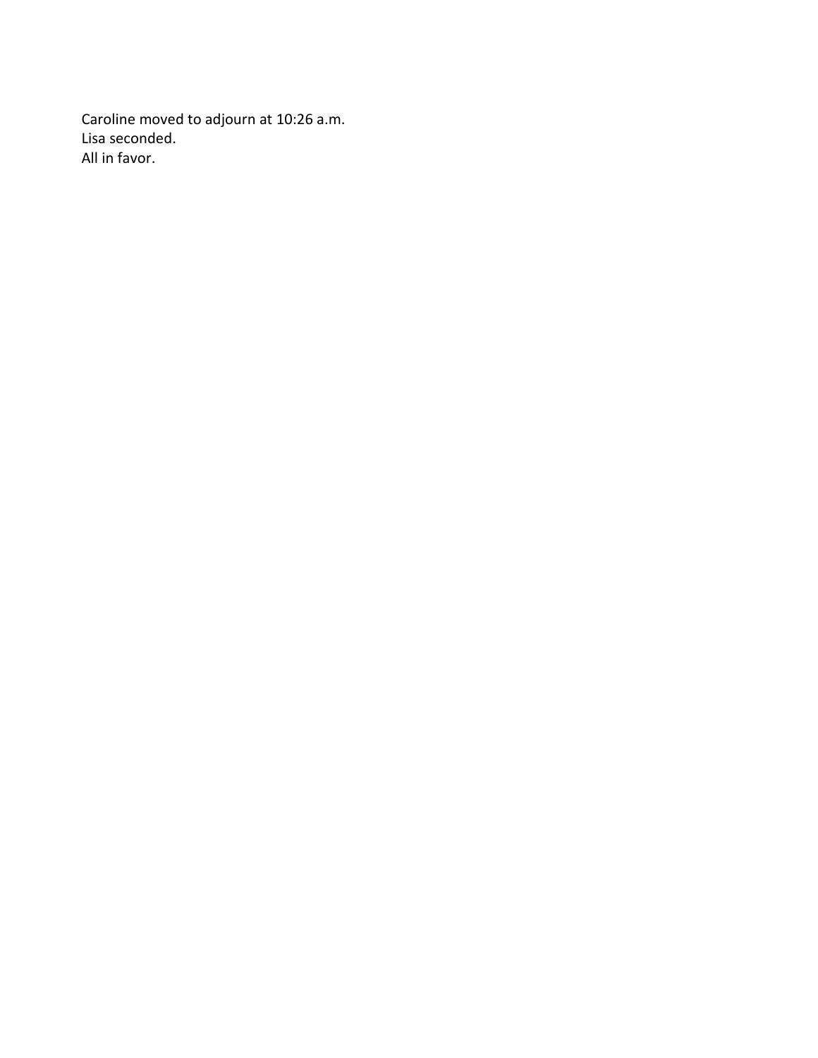Caroline moved to adjourn at 10:26 a.m.
Lisa seconded.
All in favor.